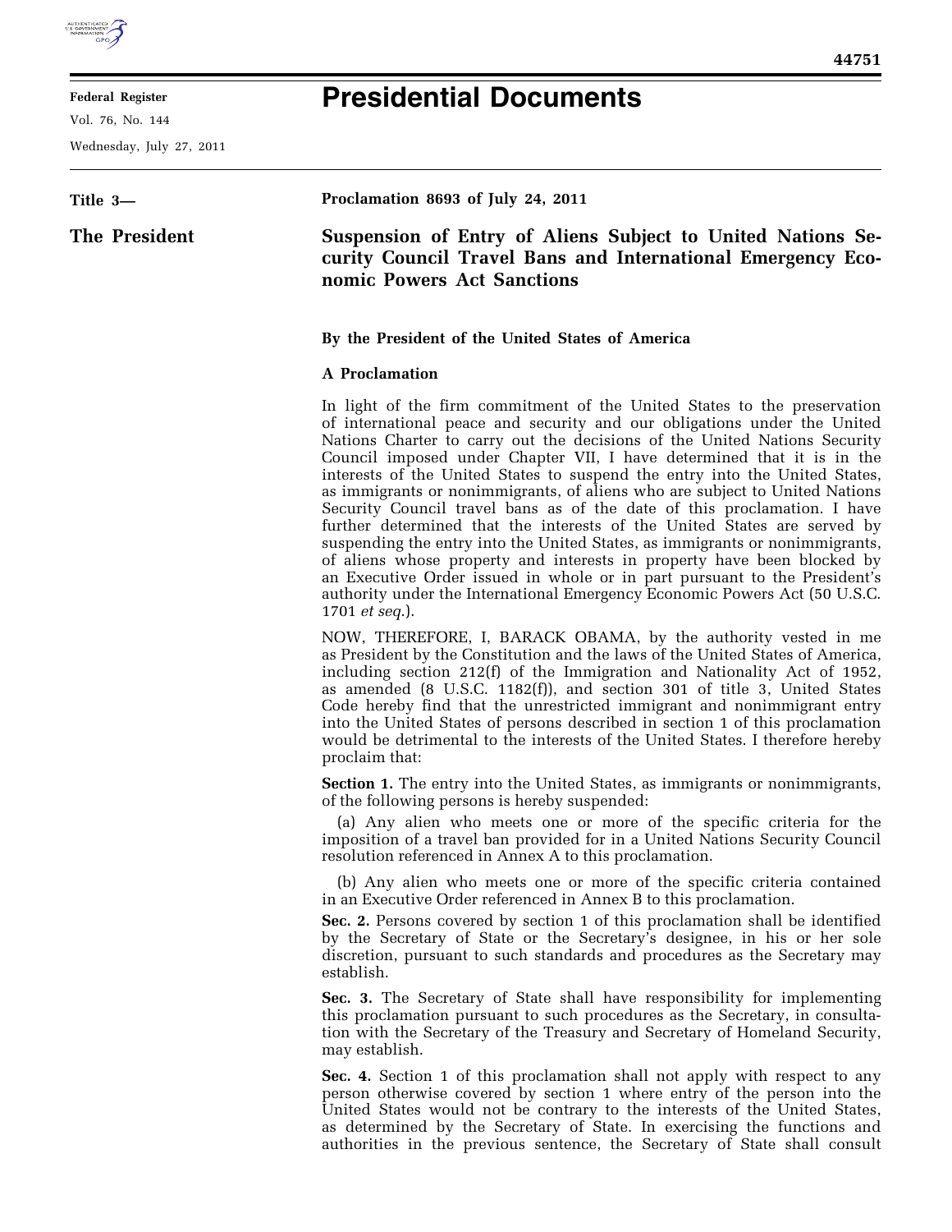# Presidential Documents

**Title 3—**

**The President**

**Proclamation 8693 of July 24, 2011**

## Suspension of Entry of Aliens Subject to United Nations Security Council Travel Bans and International Emergency Economic Powers Act Sanctions

**By the President of the United States of America**

**A Proclamation**

In light of the firm commitment of the United States to the preservation of international peace and security and our obligations under the United Nations Charter to carry out the decisions of the United Nations Security Council imposed under Chapter VII, I have determined that it is in the interests of the United States to suspend the entry into the United States, as immigrants or nonimmigrants, of aliens who are subject to United Nations Security Council travel bans as of the date of this proclamation. I have further determined that the interests of the United States are served by suspending the entry into the United States, as immigrants or nonimmigrants, of aliens whose property and interests in property have been blocked by an Executive Order issued in whole or in part pursuant to the President's authority under the International Emergency Economic Powers Act (50 U.S.C. 1701 *et seq.*).

NOW, THEREFORE, I, BARACK OBAMA, by the authority vested in me as President by the Constitution and the laws of the United States of America, including section 212(f) of the Immigration and Nationality Act of 1952, as amended (8 U.S.C. 1182(f)), and section 301 of title 3, United States Code hereby find that the unrestricted immigrant and nonimmigrant entry into the United States of persons described in section 1 of this proclamation would be detrimental to the interests of the United States. I therefore hereby proclaim that:

**Section 1.** The entry into the United States, as immigrants or nonimmigrants, of the following persons is hereby suspended:

(a) Any alien who meets one or more of the specific criteria for the imposition of a travel ban provided for in a United Nations Security Council resolution referenced in Annex A to this proclamation.

(b) Any alien who meets one or more of the specific criteria contained in an Executive Order referenced in Annex B to this proclamation.

**Sec. 2.** Persons covered by section 1 of this proclamation shall be identified by the Secretary of State or the Secretary's designee, in his or her sole discretion, pursuant to such standards and procedures as the Secretary may establish.

**Sec. 3.** The Secretary of State shall have responsibility for implementing this proclamation pursuant to such procedures as the Secretary, in consultation with the Secretary of the Treasury and Secretary of Homeland Security, may establish.

**Sec. 4.** Section 1 of this proclamation shall not apply with respect to any person otherwise covered by section 1 where entry of the person into the United States would not be contrary to the interests of the United States, as determined by the Secretary of State. In exercising the functions and authorities in the previous sentence, the Secretary of State shall consult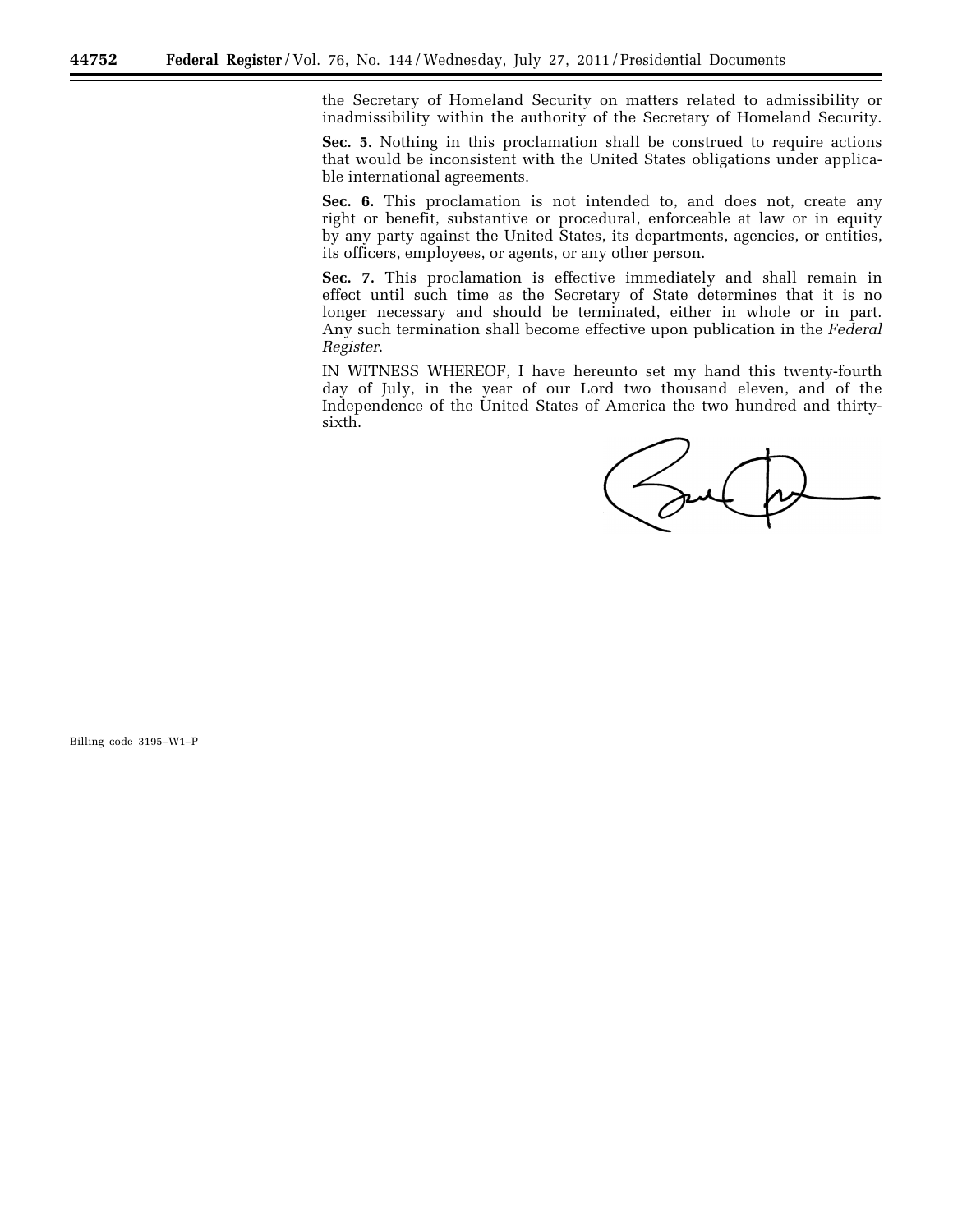the Secretary of Homeland Security on matters related to admissibility or inadmissibility within the authority of the Secretary of Homeland Security.

**Sec. 5.** Nothing in this proclamation shall be construed to require actions that would be inconsistent with the United States obligations under applicable international agreements.

**Sec. 6.** This proclamation is not intended to, and does not, create any right or benefit, substantive or procedural, enforceable at law or in equity by any party against the United States, its departments, agencies, or entities, its officers, employees, or agents, or any other person.

**Sec. 7.** This proclamation is effective immediately and shall remain in effect until such time as the Secretary of State determines that it is no longer necessary and should be terminated, either in whole or in part. Any such termination shall become effective upon publication in the *Federal Register*.

IN WITNESS WHEREOF, I have hereunto set my hand this twenty-fourth day of July, in the year of our Lord two thousand eleven, and of the Independence of the United States of America the two hundred and thirty-sixth.

Billing code 3195–W1–P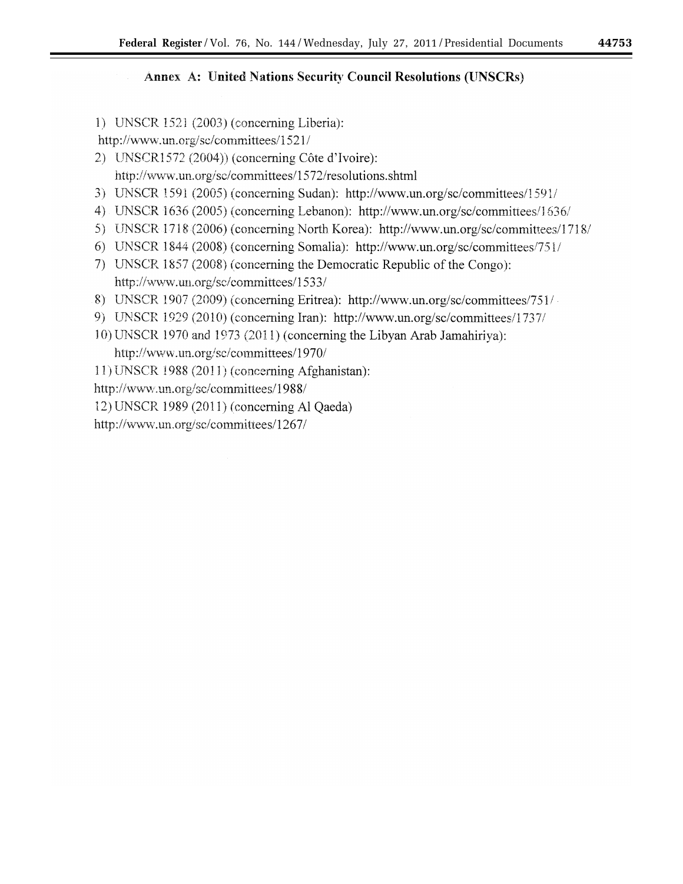## Annex A: United Nations Security Council Resolutions (UNSCRs)

1) UNSCR 1521 (2003) (concerning Liberia): http://www.un.org/sc/committees/1521/
2) UNSCR1572 (2004)) (concerning Côte d'Ivoire): http://www.un.org/sc/committees/1572/resolutions.shtml
3) UNSCR 1591 (2005) (concerning Sudan): http://www.un.org/sc/committees/1591/
4) UNSCR 1636 (2005) (concerning Lebanon): http://www.un.org/sc/committees/1636/
5) UNSCR 1718 (2006) (concerning North Korea): http://www.un.org/sc/committees/1718/
6) UNSCR 1844 (2008) (concerning Somalia): http://www.un.org/sc/committees/751/
7) UNSCR 1857 (2008) (concerning the Democratic Republic of the Congo): http://www.un.org/sc/committees/1533/
8) UNSCR 1907 (2009) (concerning Eritrea): http://www.un.org/sc/committees/751/
9) UNSCR 1929 (2010) (concerning Iran): http://www.un.org/sc/committees/1737/
10) UNSCR 1970 and 1973 (2011) (concerning the Libyan Arab Jamahiriya): http://www.un.org/sc/committees/1970/
11) UNSCR 1988 (2011) (concerning Afghanistan): http://www.un.org/sc/committees/1988/
12) UNSCR 1989 (2011) (concerning Al Qaeda) http://www.un.org/sc/committees/1267/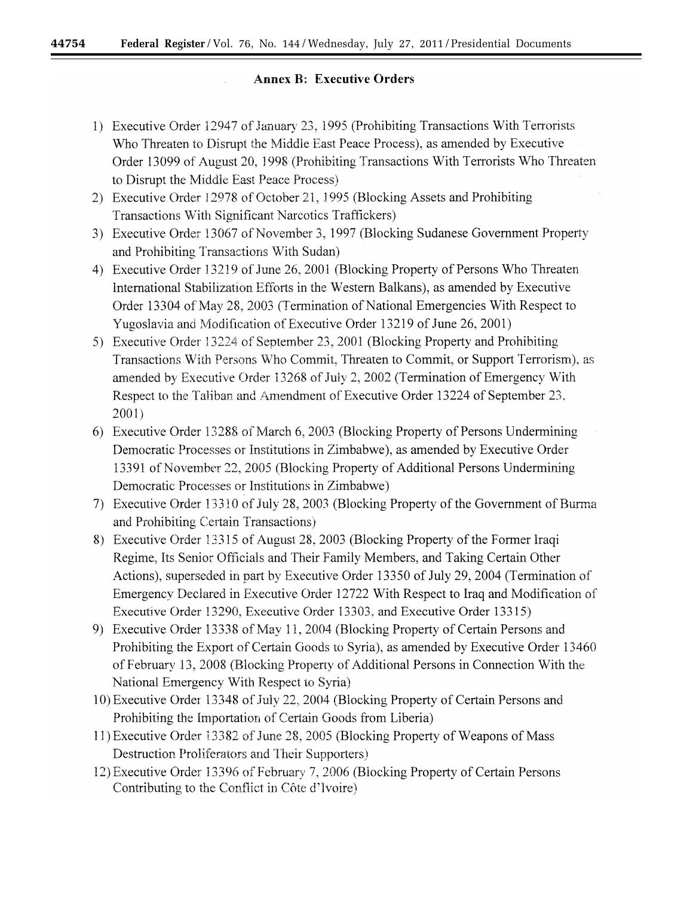## Annex B: Executive Orders

1) Executive Order 12947 of January 23, 1995 (Prohibiting Transactions With Terrorists Who Threaten to Disrupt the Middle East Peace Process), as amended by Executive Order 13099 of August 20, 1998 (Prohibiting Transactions With Terrorists Who Threaten to Disrupt the Middle East Peace Process)
2) Executive Order 12978 of October 21, 1995 (Blocking Assets and Prohibiting Transactions With Significant Narcotics Traffickers)
3) Executive Order 13067 of November 3, 1997 (Blocking Sudanese Government Property and Prohibiting Transactions With Sudan)
4) Executive Order 13219 of June 26, 2001 (Blocking Property of Persons Who Threaten International Stabilization Efforts in the Western Balkans), as amended by Executive Order 13304 of May 28, 2003 (Termination of National Emergencies With Respect to Yugoslavia and Modification of Executive Order 13219 of June 26, 2001)
5) Executive Order 13224 of September 23, 2001 (Blocking Property and Prohibiting Transactions With Persons Who Commit, Threaten to Commit, or Support Terrorism), as amended by Executive Order 13268 of July 2, 2002 (Termination of Emergency With Respect to the Taliban and Amendment of Executive Order 13224 of September 23, 2001)
6) Executive Order 13288 of March 6, 2003 (Blocking Property of Persons Undermining Democratic Processes or Institutions in Zimbabwe), as amended by Executive Order 13391 of November 22, 2005 (Blocking Property of Additional Persons Undermining Democratic Processes or Institutions in Zimbabwe)
7) Executive Order 13310 of July 28, 2003 (Blocking Property of the Government of Burma and Prohibiting Certain Transactions)
8) Executive Order 13315 of August 28, 2003 (Blocking Property of the Former Iraqi Regime, Its Senior Officials and Their Family Members, and Taking Certain Other Actions), superseded in part by Executive Order 13350 of July 29, 2004 (Termination of Emergency Declared in Executive Order 12722 With Respect to Iraq and Modification of Executive Order 13290, Executive Order 13303, and Executive Order 13315)
9) Executive Order 13338 of May 11, 2004 (Blocking Property of Certain Persons and Prohibiting the Export of Certain Goods to Syria), as amended by Executive Order 13460 of February 13, 2008 (Blocking Property of Additional Persons in Connection With the National Emergency With Respect to Syria)
10) Executive Order 13348 of July 22, 2004 (Blocking Property of Certain Persons and Prohibiting the Importation of Certain Goods from Liberia)
11) Executive Order 13382 of June 28, 2005 (Blocking Property of Weapons of Mass Destruction Proliferators and Their Supporters)
12) Executive Order 13396 of February 7, 2006 (Blocking Property of Certain Persons Contributing to the Conflict in Côte d'Ivoire)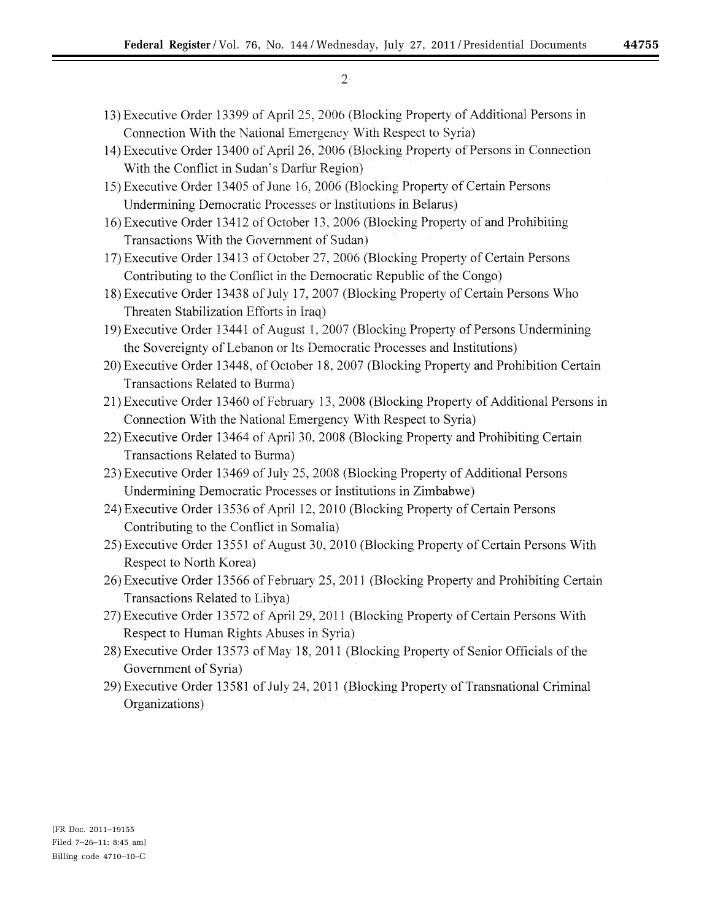2

13) Executive Order 13399 of April 25, 2006 (Blocking Property of Additional Persons in Connection With the National Emergency With Respect to Syria)
14) Executive Order 13400 of April 26, 2006 (Blocking Property of Persons in Connection With the Conflict in Sudan's Darfur Region)
15) Executive Order 13405 of June 16, 2006 (Blocking Property of Certain Persons Undermining Democratic Processes or Institutions in Belarus)
16) Executive Order 13412 of October 13, 2006 (Blocking Property of and Prohibiting Transactions With the Government of Sudan)
17) Executive Order 13413 of October 27, 2006 (Blocking Property of Certain Persons Contributing to the Conflict in the Democratic Republic of the Congo)
18) Executive Order 13438 of July 17, 2007 (Blocking Property of Certain Persons Who Threaten Stabilization Efforts in Iraq)
19) Executive Order 13441 of August 1, 2007 (Blocking Property of Persons Undermining the Sovereignty of Lebanon or Its Democratic Processes and Institutions)
20) Executive Order 13448, of October 18, 2007 (Blocking Property and Prohibition Certain Transactions Related to Burma)
21) Executive Order 13460 of February 13, 2008 (Blocking Property of Additional Persons in Connection With the National Emergency With Respect to Syria)
22) Executive Order 13464 of April 30, 2008 (Blocking Property and Prohibiting Certain Transactions Related to Burma)
23) Executive Order 13469 of July 25, 2008 (Blocking Property of Additional Persons Undermining Democratic Processes or Institutions in Zimbabwe)
24) Executive Order 13536 of April 12, 2010 (Blocking Property of Certain Persons Contributing to the Conflict in Somalia)
25) Executive Order 13551 of August 30, 2010 (Blocking Property of Certain Persons With Respect to North Korea)
26) Executive Order 13566 of February 25, 2011 (Blocking Property and Prohibiting Certain Transactions Related to Libya)
27) Executive Order 13572 of April 29, 2011 (Blocking Property of Certain Persons With Respect to Human Rights Abuses in Syria)
28) Executive Order 13573 of May 18, 2011 (Blocking Property of Senior Officials of the Government of Syria)
29) Executive Order 13581 of July 24, 2011 (Blocking Property of Transnational Criminal Organizations)

[FR Doc. 2011–19155
Filed 7–26–11; 8:45 am]
Billing code 4710–10–C